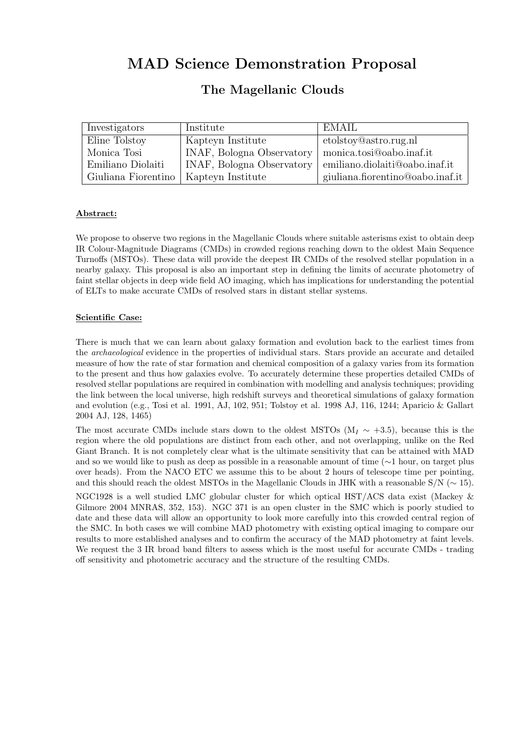# MAD Science Demonstration Proposal

## The Magellanic Clouds

| Investigators | Institute | EMAIL |
|---|---|---|
| Eline Tolstoy | Kapteyn Institute | etolstoy@astro.rug.nl |
| Monica Tosi | INAF, Bologna Observatory | monica.tosi@oabo.inaf.it |
| Emiliano Diolaiti | INAF, Bologna Observatory | emiliano.diolaiti@oabo.inaf.it |
| Giuliana Fiorentino | Kapteyn Institute | giuliana.fiorentino@oabo.inaf.it |

**Abstract:**

We propose to observe two regions in the Magellanic Clouds where suitable asterisms exist to obtain deep IR Colour-Magnitude Diagrams (CMDs) in crowded regions reaching down to the oldest Main Sequence Turnoffs (MSTOs). These data will provide the deepest IR CMDs of the resolved stellar population in a nearby galaxy. This proposal is also an important step in defining the limits of accurate photometry of faint stellar objects in deep wide field AO imaging, which has implications for understanding the potential of ELTs to make accurate CMDs of resolved stars in distant stellar systems.

**Scientific Case:**

There is much that we can learn about galaxy formation and evolution back to the earliest times from the *archaeological* evidence in the properties of individual stars. Stars provide an accurate and detailed measure of how the rate of star formation and chemical composition of a galaxy varies from its formation to the present and thus how galaxies evolve. To accurately determine these properties detailed CMDs of resolved stellar populations are required in combination with modelling and analysis techniques; providing the link between the local universe, high redshift surveys and theoretical simulations of galaxy formation and evolution (e.g., Tosi et al. 1991, AJ, 102, 951; Tolstoy et al. 1998 AJ, 116, 1244; Aparicio & Gallart 2004 AJ, 128, 1465)

The most accurate CMDs include stars down to the oldest MSTOs ($M_I \sim +3.5$), because this is the region where the old populations are distinct from each other, and not overlapping, unlike on the Red Giant Branch. It is not completely clear what is the ultimate sensitivity that can be attained with MAD and so we would like to push as deep as possible in a reasonable amount of time ($\sim$1 hour, on target plus over heads). From the NACO ETC we assume this to be about 2 hours of telescope time per pointing, and this should reach the oldest MSTOs in the Magellanic Clouds in JHK with a reasonable S/N ($\sim$ 15).

NGC1928 is a well studied LMC globular cluster for which optical HST/ACS data exist (Mackey & Gilmore 2004 MNRAS, 352, 153). NGC 371 is an open cluster in the SMC which is poorly studied to date and these data will allow an opportunity to look more carefully into this crowded central region of the SMC. In both cases we will combine MAD photometry with existing optical imaging to compare our results to more established analyses and to confirm the accuracy of the MAD photometry at faint levels. We request the 3 IR broad band filters to assess which is the most useful for accurate CMDs - trading off sensitivity and photometric accuracy and the structure of the resulting CMDs.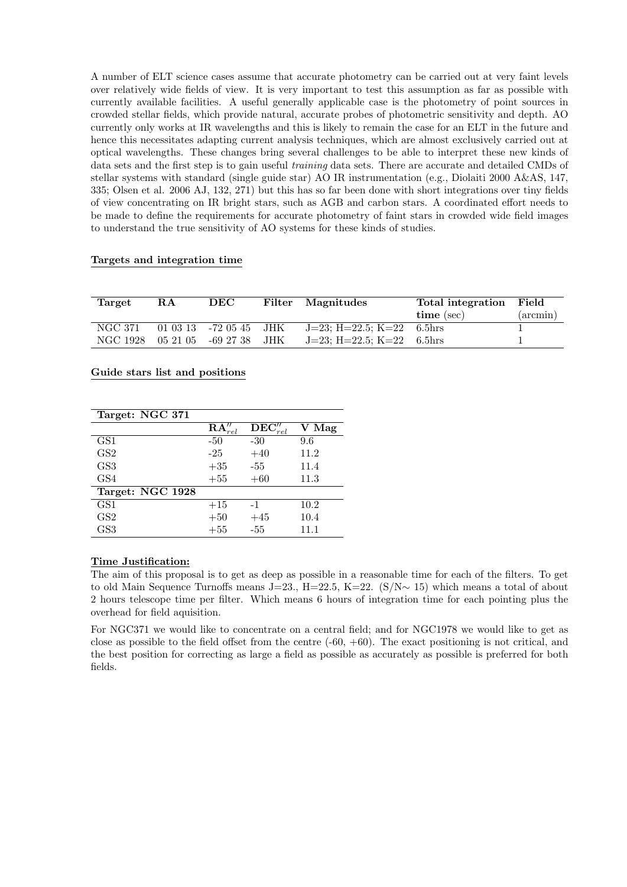A number of ELT science cases assume that accurate photometry can be carried out at very faint levels over relatively wide fields of view. It is very important to test this assumption as far as possible with currently available facilities. A useful generally applicable case is the photometry of point sources in crowded stellar fields, which provide natural, accurate probes of photometric sensitivity and depth. AO currently only works at IR wavelengths and this is likely to remain the case for an ELT in the future and hence this necessitates adapting current analysis techniques, which are almost exclusively carried out at optical wavelengths. These changes bring several challenges to be able to interpret these new kinds of data sets and the first step is to gain useful *training* data sets. There are accurate and detailed CMDs of stellar systems with standard (single guide star) AO IR instrumentation (e.g., Diolaiti 2000 A&AS, 147, 335; Olsen et al. 2006 AJ, 132, 271) but this has so far been done with short integrations over tiny fields of view concentrating on IR bright stars, such as AGB and carbon stars. A coordinated effort needs to be made to define the requirements for accurate photometry of faint stars in crowded wide field images to understand the true sensitivity of AO systems for these kinds of studies.

**Targets and integration time**

| Target | RA | DEC | Filter | Magnitudes | Total integration time (sec) | Field (arcmin) |
|---|---|---|---|---|---|---|
| NGC 371 | 01 03 13 | -72 05 45 | JHK | J=23; H=22.5; K=22 | 6.5hrs | 1 |
| NGC 1928 | 05 21 05 | -69 27 38 | JHK | J=23; H=22.5; K=22 | 6.5hrs | 1 |

**Guide stars list and positions**

| Target: NGC 371 | $\mathbf{RA}''_{rel}$ | $\mathbf{DEC}''_{rel}$ | V Mag |
|---|---|---|---|
| GS1 | -50 | -30 | 9.6 |
| GS2 | -25 | +40 | 11.2 |
| GS3 | +35 | -55 | 11.4 |
| GS4 | +55 | +60 | 11.3 |
| **Target: NGC 1928** | | | |
| GS1 | +15 | -1 | 10.2 |
| GS2 | +50 | +45 | 10.4 |
| GS3 | +55 | -55 | 11.1 |

**Time Justification:**

The aim of this proposal is to get as deep as possible in a reasonable time for each of the filters. To get to old Main Sequence Turnoffs means J=23., H=22.5, K=22. (S/N$\sim$ 15) which means a total of about 2 hours telescope time per filter. Which means 6 hours of integration time for each pointing plus the overhead for field aquisition.

For NGC371 we would like to concentrate on a central field; and for NGC1978 we would like to get as close as possible to the field offset from the centre (-60, +60). The exact positioning is not critical, and the best position for correcting as large a field as possible as accurately as possible is preferred for both fields.